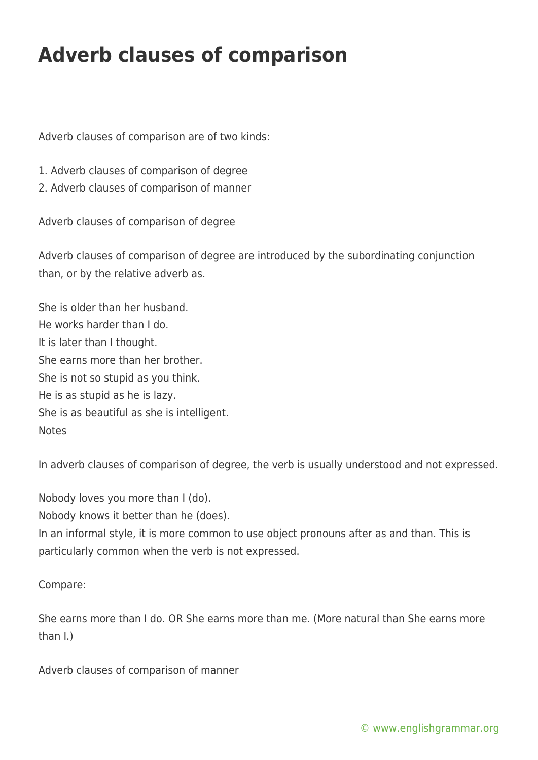# Adverb clauses of comparison

Adverb clauses of comparison are of two kinds:

1. Adverb clauses of comparison of degree
2. Adverb clauses of comparison of manner

Adverb clauses of comparison of degree

Adverb clauses of comparison of degree are introduced by the subordinating conjunction than, or by the relative adverb as.

She is older than her husband.
He works harder than I do.
It is later than I thought.
She earns more than her brother.
She is not so stupid as you think.
He is as stupid as he is lazy.
She is as beautiful as she is intelligent.
Notes

In adverb clauses of comparison of degree, the verb is usually understood and not expressed.

Nobody loves you more than I (do).
Nobody knows it better than he (does).
In an informal style, it is more common to use object pronouns after as and than. This is particularly common when the verb is not expressed.

Compare:

She earns more than I do. OR She earns more than me. (More natural than She earns more than I.)

Adverb clauses of comparison of manner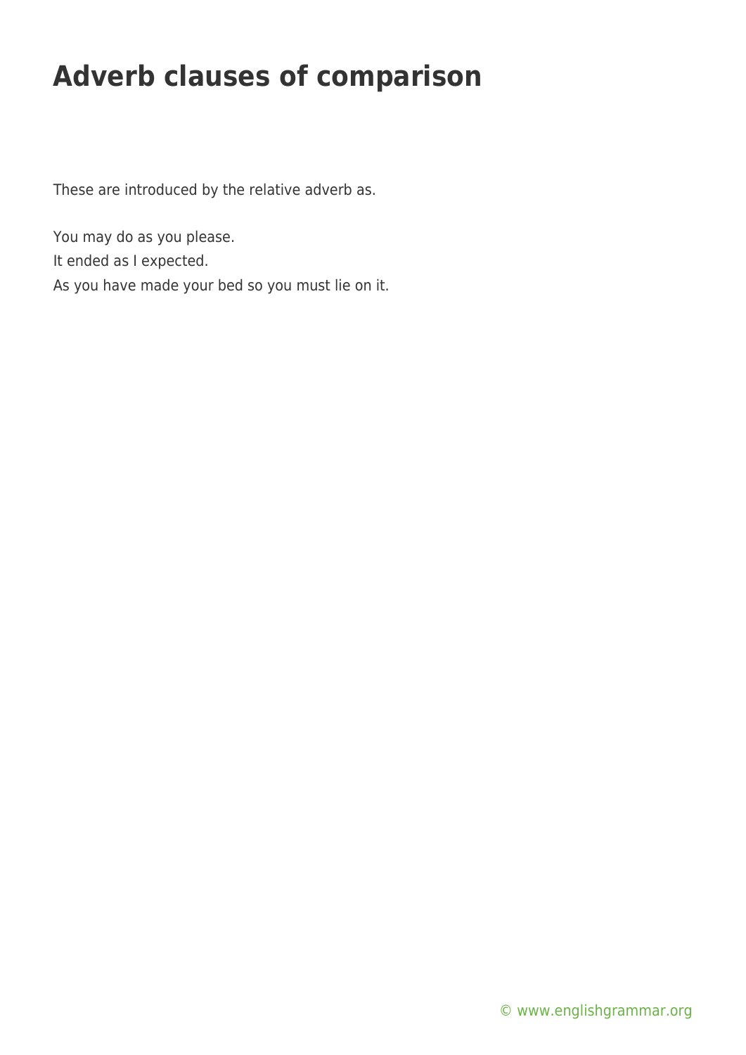# Adverb clauses of comparison

These are introduced by the relative adverb as.

You may do as you please.
It ended as I expected.
As you have made your bed so you must lie on it.